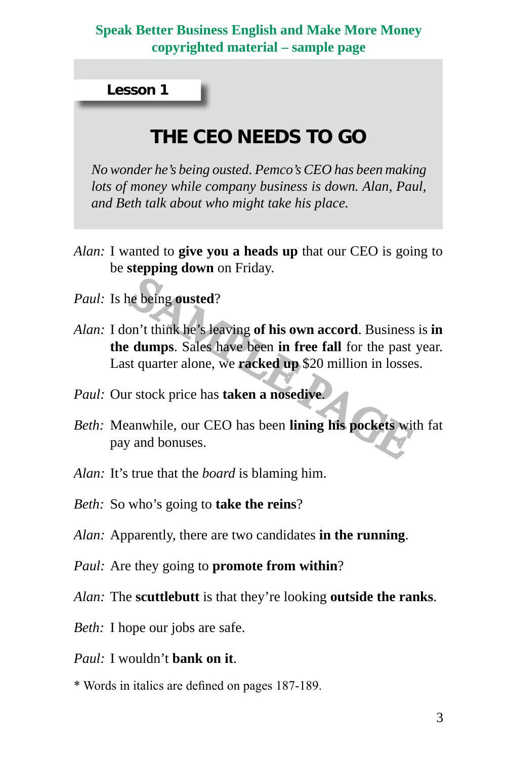Speak Better Business English and Make More Money
copyrighted material – sample page

**Lesson 1**

# THE CEO NEEDS TO GO

*No wonder he's being ousted. Pemco's CEO has been making lots of money while company business is down. Alan, Paul, and Beth talk about who might take his place.*

*Alan:* I wanted to **give you a heads up** that our CEO is going to be **stepping down** on Friday.

*Paul:* Is he being **ousted**?

*Alan:* I don't think he's leaving **of his own accord**. Business is **in the dumps**. Sales have been **in free fall** for the past year. Last quarter alone, we **racked up** $20 million in losses.

*Paul:* Our stock price has **taken a nosedive**.

*Beth:* Meanwhile, our CEO has been **lining his pockets** with fat pay and bonuses.

*Alan:* It's true that the *board* is blaming him.

*Beth:* So who's going to **take the reins**?

*Alan:* Apparently, there are two candidates **in the running**.

*Paul:* Are they going to **promote from within**?

*Alan:* The **scuttlebutt** is that they're looking **outside the ranks**.

*Beth:* I hope our jobs are safe.

*Paul:* I wouldn't **bank on it**.

* Words in italics are defined on pages 187-189.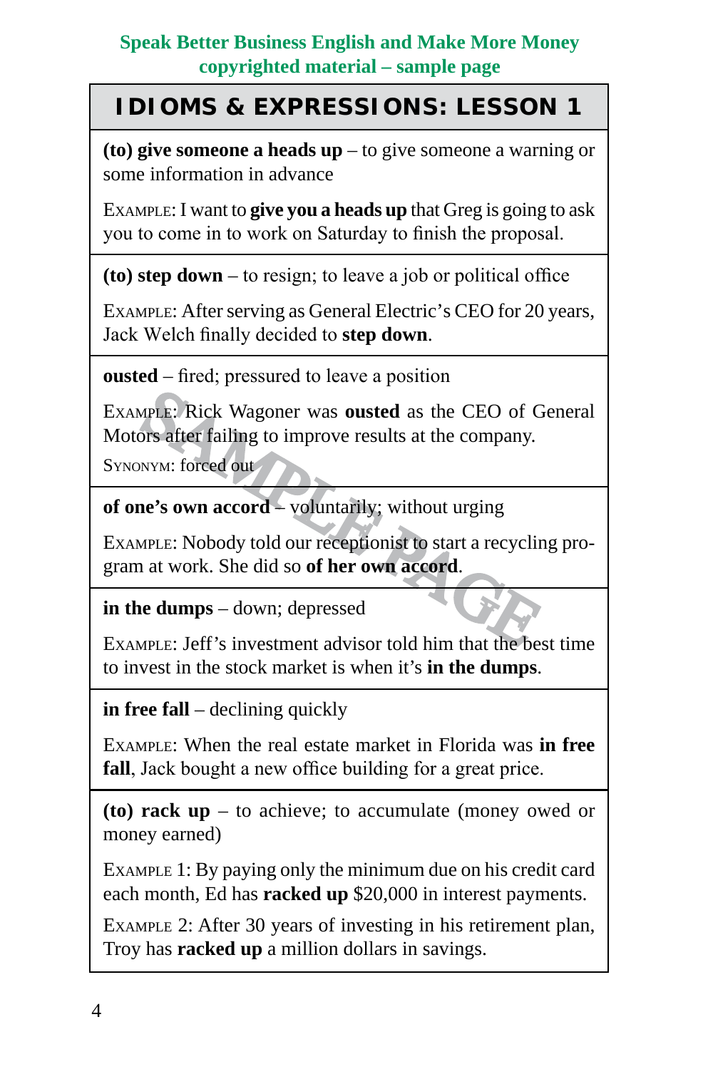## IDIOMS & EXPRESSIONS: LESSON 1

**(to) give someone a heads up** – to give someone a warning or some information in advance

Example: I want to **give you a heads up** that Greg is going to ask you to come in to work on Saturday to finish the proposal.

**(to) step down** – to resign; to leave a job or political office

Example: After serving as General Electric's CEO for 20 years, Jack Welch finally decided to **step down**.

**ousted** – fired; pressured to leave a position

Example: Rick Wagoner was **ousted** as the CEO of General Motors after failing to improve results at the company.

Synonym: forced out

**of one's own accord** – voluntarily; without urging

Example: Nobody told our receptionist to start a recycling program at work. She did so **of her own accord**.

**in the dumps** – down; depressed

Example: Jeff's investment advisor told him that the best time to invest in the stock market is when it's **in the dumps**.

**in free fall** – declining quickly

Example: When the real estate market in Florida was **in free fall**, Jack bought a new office building for a great price.

**(to) rack up** – to achieve; to accumulate (money owed or money earned)

Example 1: By paying only the minimum due on his credit card each month, Ed has **racked up** $20,000 in interest payments.

Example 2: After 30 years of investing in his retirement plan, Troy has **racked up** a million dollars in savings.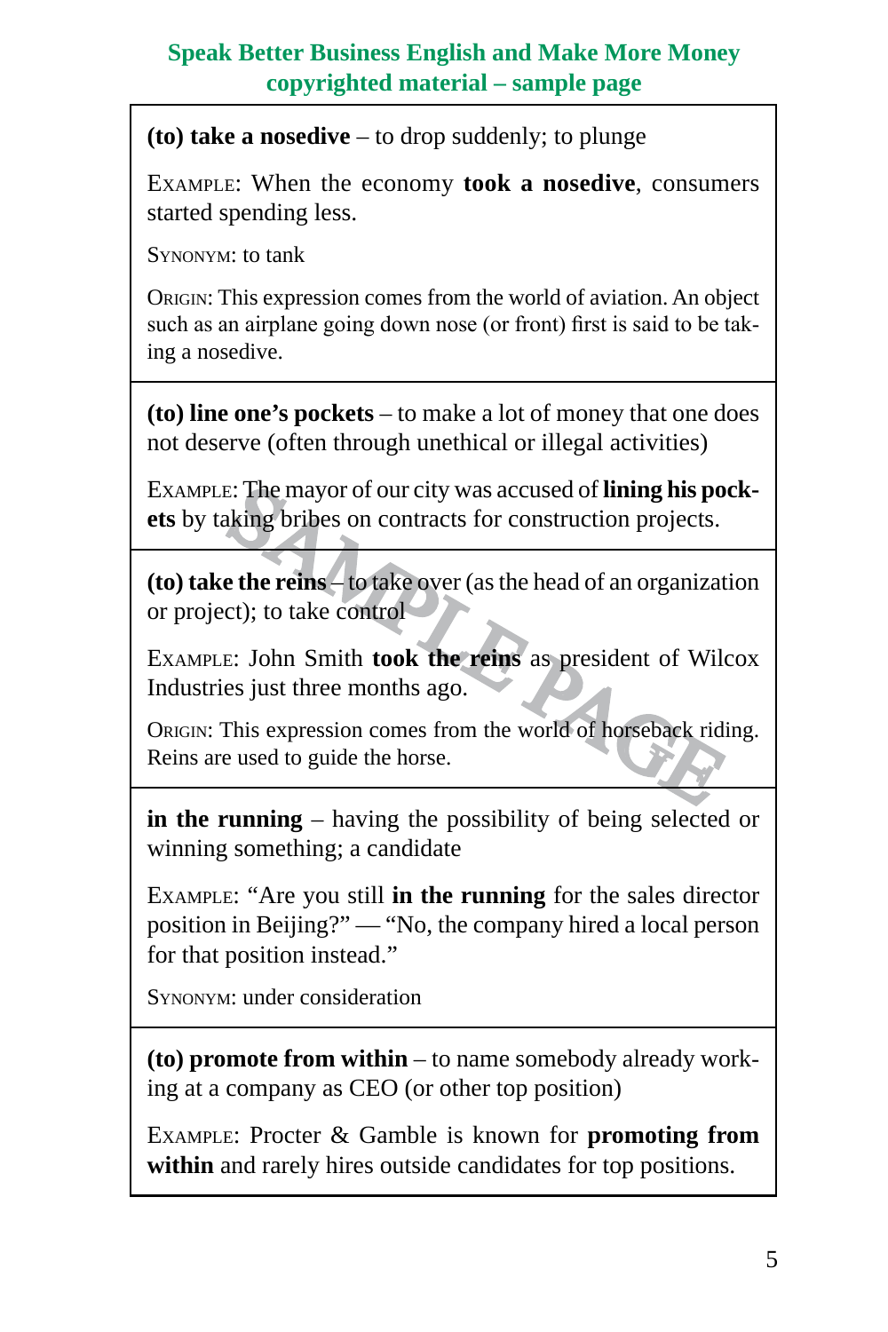**(to) take a nosedive** – to drop suddenly; to plunge

EXAMPLE: When the economy **took a nosedive**, consumers started spending less.

SYNONYM: to tank

ORIGIN: This expression comes from the world of aviation. An object such as an airplane going down nose (or front) first is said to be taking a nosedive.

---

**(to) line one's pockets** – to make a lot of money that one does not deserve (often through unethical or illegal activities)

EXAMPLE: The mayor of our city was accused of **lining his pockets** by taking bribes on contracts for construction projects.

---

**(to) take the reins** – to take over (as the head of an organization or project); to take control

EXAMPLE: John Smith **took the reins** as president of Wilcox Industries just three months ago.

ORIGIN: This expression comes from the world of horseback riding. Reins are used to guide the horse.

---

**in the running** – having the possibility of being selected or winning something; a candidate

EXAMPLE: "Are you still **in the running** for the sales director position in Beijing?" — "No, the company hired a local person for that position instead."

SYNONYM: under consideration

---

**(to) promote from within** – to name somebody already working at a company as CEO (or other top position)

EXAMPLE: Procter & Gamble is known for **promoting from within** and rarely hires outside candidates for top positions.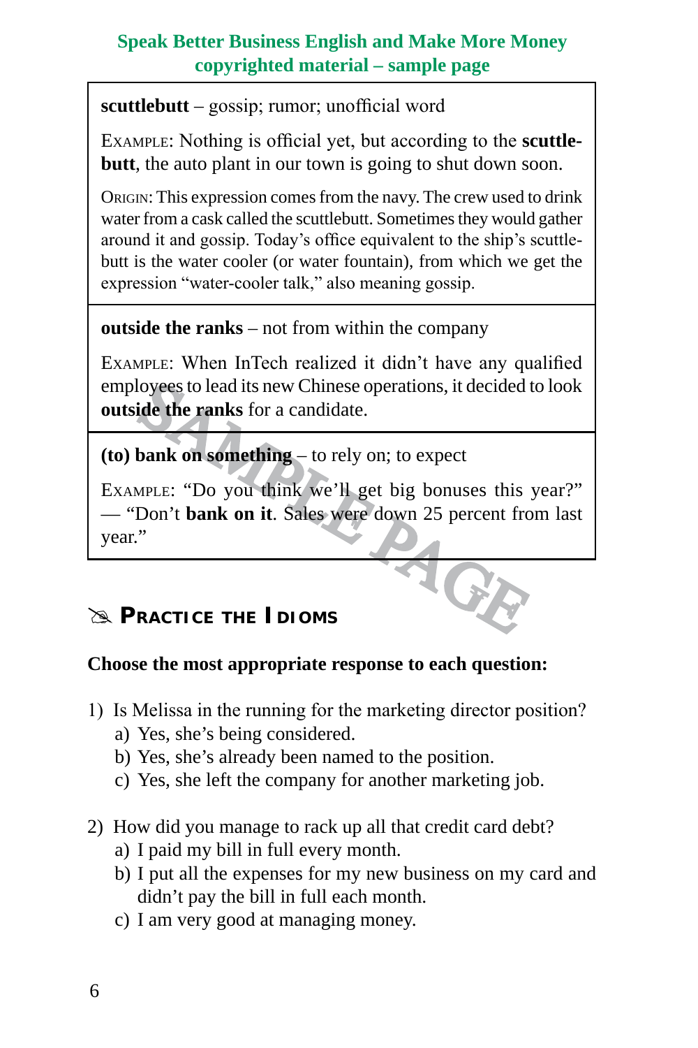**scuttlebutt** – gossip; rumor; unofficial word

EXAMPLE: Nothing is official yet, but according to the **scuttlebutt**, the auto plant in our town is going to shut down soon.

ORIGIN: This expression comes from the navy. The crew used to drink water from a cask called the scuttlebutt. Sometimes they would gather around it and gossip. Today's office equivalent to the ship's scuttlebutt is the water cooler (or water fountain), from which we get the expression "water-cooler talk," also meaning gossip.

**outside the ranks** – not from within the company

EXAMPLE: When InTech realized it didn't have any qualified employees to lead its new Chinese operations, it decided to look **outside the ranks** for a candidate.

**(to) bank on something** – to rely on; to expect

EXAMPLE: "Do you think we'll get big bonuses this year?" — "Don't **bank on it**. Sales were down 25 percent from last year."

## ✍ PRACTICE THE IDIOMS

**Choose the most appropriate response to each question:**

1) Is Melissa in the running for the marketing director position?
   a) Yes, she's being considered.
   b) Yes, she's already been named to the position.
   c) Yes, she left the company for another marketing job.

2) How did you manage to rack up all that credit card debt?
   a) I paid my bill in full every month.
   b) I put all the expenses for my new business on my card and didn't pay the bill in full each month.
   c) I am very good at managing money.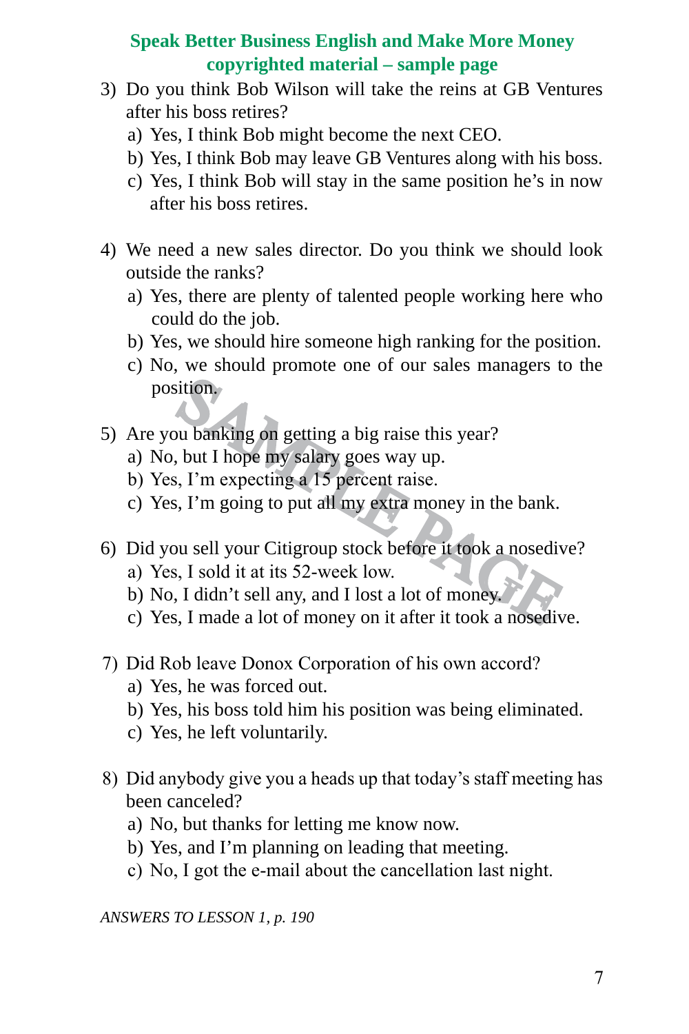3) Do you think Bob Wilson will take the reins at GB Ventures after his boss retires?
   a) Yes, I think Bob might become the next CEO.
   b) Yes, I think Bob may leave GB Ventures along with his boss.
   c) Yes, I think Bob will stay in the same position he's in now after his boss retires.

4) We need a new sales director. Do you think we should look outside the ranks?
   a) Yes, there are plenty of talented people working here who could do the job.
   b) Yes, we should hire someone high ranking for the position.
   c) No, we should promote one of our sales managers to the position.

5) Are you banking on getting a big raise this year?
   a) No, but I hope my salary goes way up.
   b) Yes, I'm expecting a 15 percent raise.
   c) Yes, I'm going to put all my extra money in the bank.

6) Did you sell your Citigroup stock before it took a nosedive?
   a) Yes, I sold it at its 52-week low.
   b) No, I didn't sell any, and I lost a lot of money.
   c) Yes, I made a lot of money on it after it took a nosedive.

7) Did Rob leave Donox Corporation of his own accord?
   a) Yes, he was forced out.
   b) Yes, his boss told him his position was being eliminated.
   c) Yes, he left voluntarily.

8) Did anybody give you a heads up that today's staff meeting has been canceled?
   a) No, but thanks for letting me know now.
   b) Yes, and I'm planning on leading that meeting.
   c) No, I got the e-mail about the cancellation last night.

*ANSWERS TO LESSON 1, p. 190*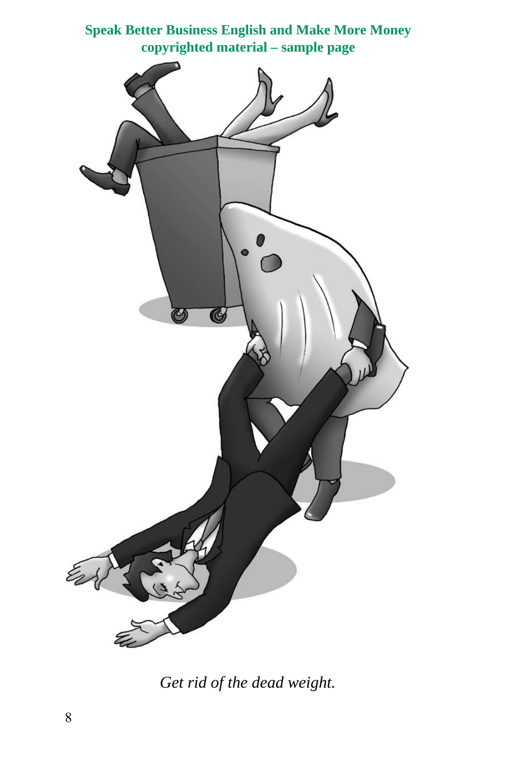*Get rid of the dead weight.*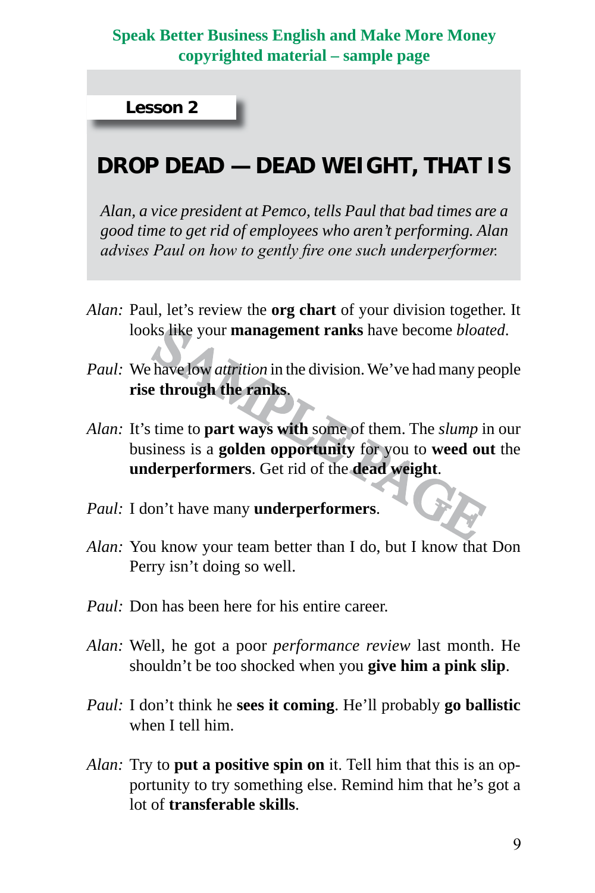**Lesson 2**

# DROP DEAD — DEAD WEIGHT, THAT IS

*Alan, a vice president at Pemco, tells Paul that bad times are a good time to get rid of employees who aren't performing. Alan advises Paul on how to gently fire one such underperformer.*

*Alan:* Paul, let's review the **org chart** of your division together. It looks like your **management ranks** have become *bloated*.

*Paul:* We have low *attrition* in the division. We've had many people **rise through the ranks**.

*Alan:* It's time to **part ways with** some of them. The *slump* in our business is a **golden opportunity** for you to **weed out** the **underperformers**. Get rid of the **dead weight**.

*Paul:* I don't have many **underperformers**.

*Alan:* You know your team better than I do, but I know that Don Perry isn't doing so well.

*Paul:* Don has been here for his entire career.

*Alan:* Well, he got a poor *performance review* last month. He shouldn't be too shocked when you **give him a pink slip**.

*Paul:* I don't think he **sees it coming**. He'll probably **go ballistic** when I tell him.

*Alan:* Try to **put a positive spin on** it. Tell him that this is an opportunity to try something else. Remind him that he's got a lot of **transferable skills**.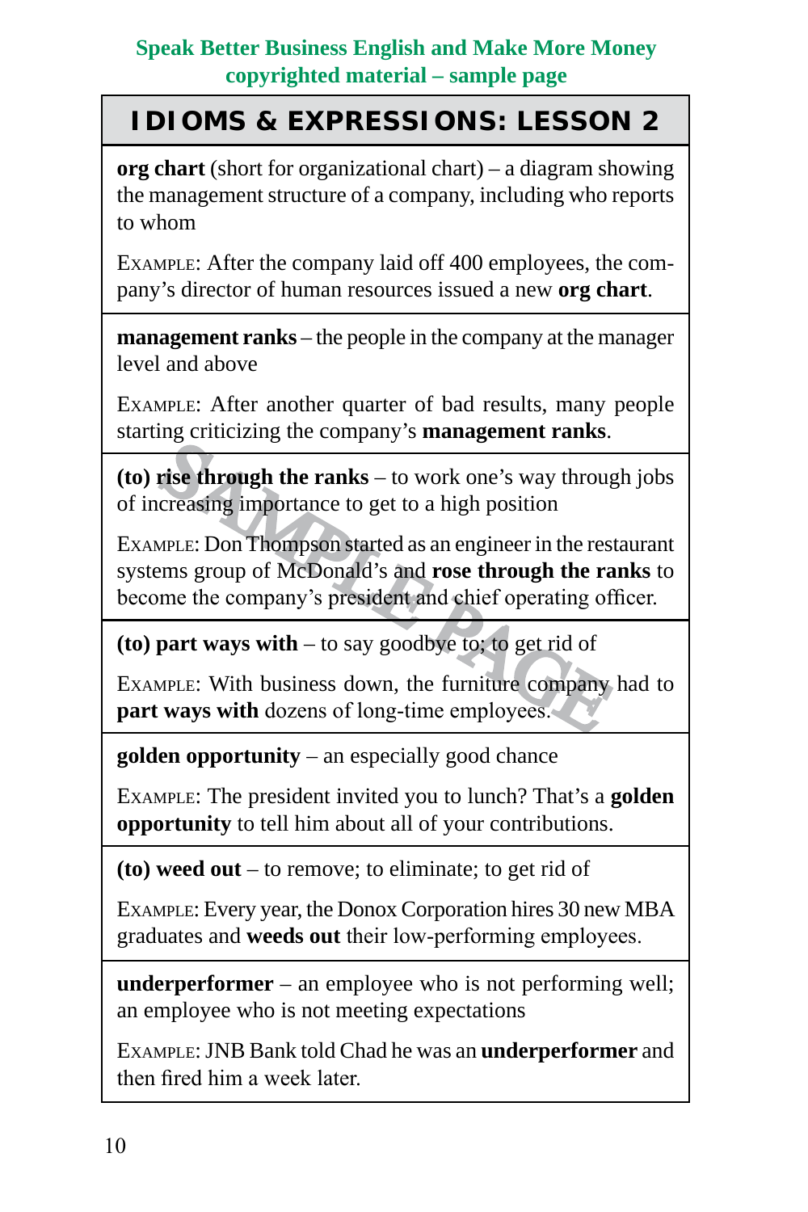## IDIOMS & EXPRESSIONS: LESSON 2

**org chart** (short for organizational chart) – a diagram showing the management structure of a company, including who reports to whom

Example: After the company laid off 400 employees, the company's director of human resources issued a new **org chart**.

**management ranks** – the people in the company at the manager level and above

Example: After another quarter of bad results, many people starting criticizing the company's **management ranks**.

**(to) rise through the ranks** – to work one's way through jobs of increasing importance to get to a high position

Example: Don Thompson started as an engineer in the restaurant systems group of McDonald's and **rose through the ranks** to become the company's president and chief operating officer.

**(to) part ways with** – to say goodbye to; to get rid of

Example: With business down, the furniture company had to **part ways with** dozens of long-time employees.

**golden opportunity** – an especially good chance

Example: The president invited you to lunch? That's a **golden opportunity** to tell him about all of your contributions.

**(to) weed out** – to remove; to eliminate; to get rid of

Example: Every year, the Donox Corporation hires 30 new MBA graduates and **weeds out** their low-performing employees.

**underperformer** – an employee who is not performing well; an employee who is not meeting expectations

Example: JNB Bank told Chad he was an **underperformer** and then fired him a week later.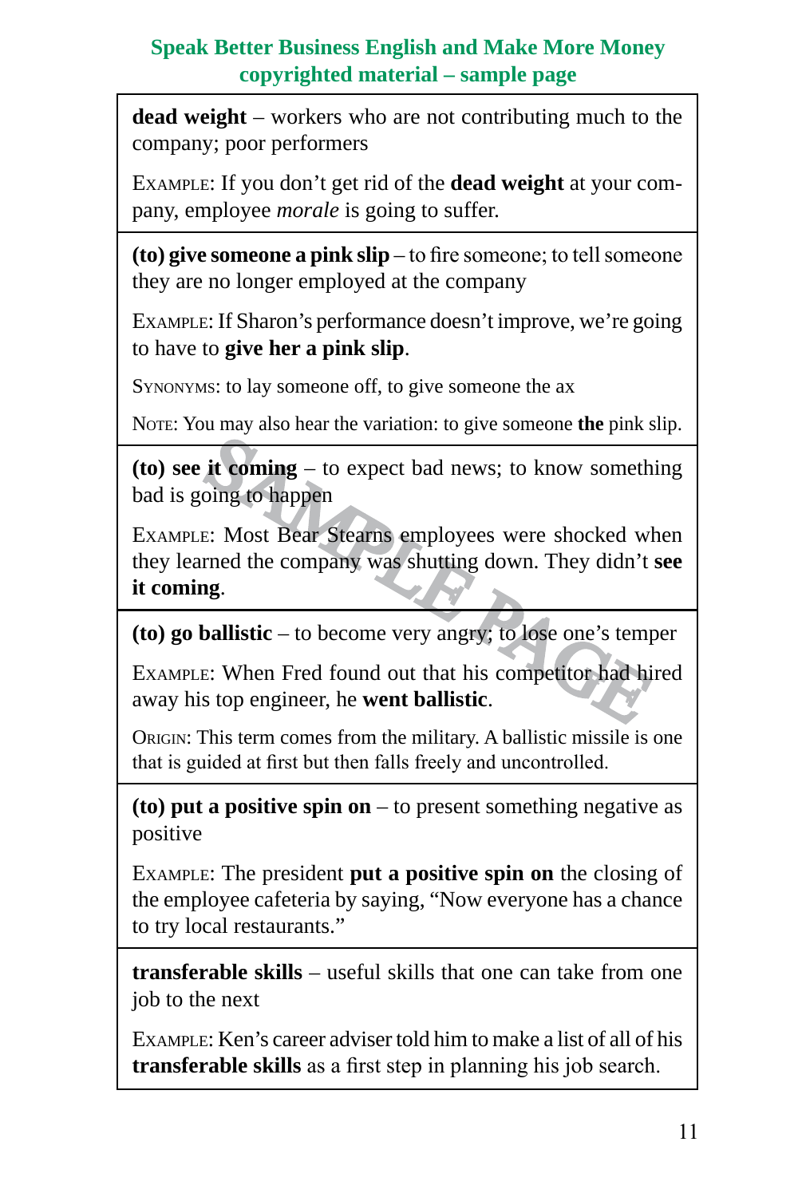**dead weight** – workers who are not contributing much to the company; poor performers

Example: If you don't get rid of the **dead weight** at your company, employee *morale* is going to suffer.

---

**(to) give someone a pink slip** – to fire someone; to tell someone they are no longer employed at the company

Example: If Sharon's performance doesn't improve, we're going to have to **give her a pink slip**.

Synonyms: to lay someone off, to give someone the ax

Note: You may also hear the variation: to give someone **the** pink slip.

---

**(to) see it coming** – to expect bad news; to know something bad is going to happen

Example: Most Bear Stearns employees were shocked when they learned the company was shutting down. They didn't **see it coming**.

---

**(to) go ballistic** – to become very angry; to lose one's temper

Example: When Fred found out that his competitor had hired away his top engineer, he **went ballistic**.

Origin: This term comes from the military. A ballistic missile is one that is guided at first but then falls freely and uncontrolled.

---

**(to) put a positive spin on** – to present something negative as positive

Example: The president **put a positive spin on** the closing of the employee cafeteria by saying, "Now everyone has a chance to try local restaurants."

---

**transferable skills** – useful skills that one can take from one job to the next

Example: Ken's career adviser told him to make a list of all of his **transferable skills** as a first step in planning his job search.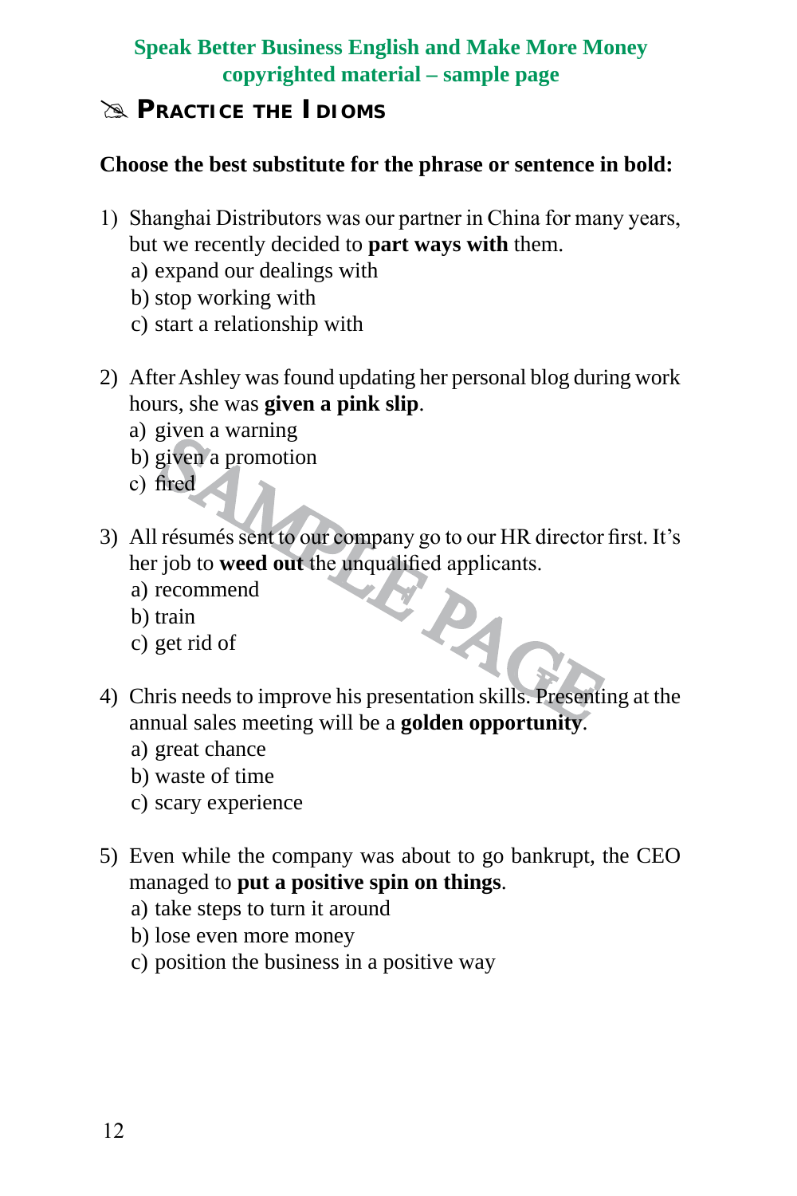Speak Better Business English and Make More Money
copyrighted material – sample page

## ✍ Practice the Idioms

**Choose the best substitute for the phrase or sentence in bold:**

1) Shanghai Distributors was our partner in China for many years, but we recently decided to **part ways with** them.
   a) expand our dealings with
   b) stop working with
   c) start a relationship with

2) After Ashley was found updating her personal blog during work hours, she was **given a pink slip**.
   a) given a warning
   b) given a promotion
   c) fired

3) All résumés sent to our company go to our HR director first. It's her job to **weed out** the unqualified applicants.
   a) recommend
   b) train
   c) get rid of

4) Chris needs to improve his presentation skills. Presenting at the annual sales meeting will be a **golden opportunity**.
   a) great chance
   b) waste of time
   c) scary experience

5) Even while the company was about to go bankrupt, the CEO managed to **put a positive spin on things**.
   a) take steps to turn it around
   b) lose even more money
   c) position the business in a positive way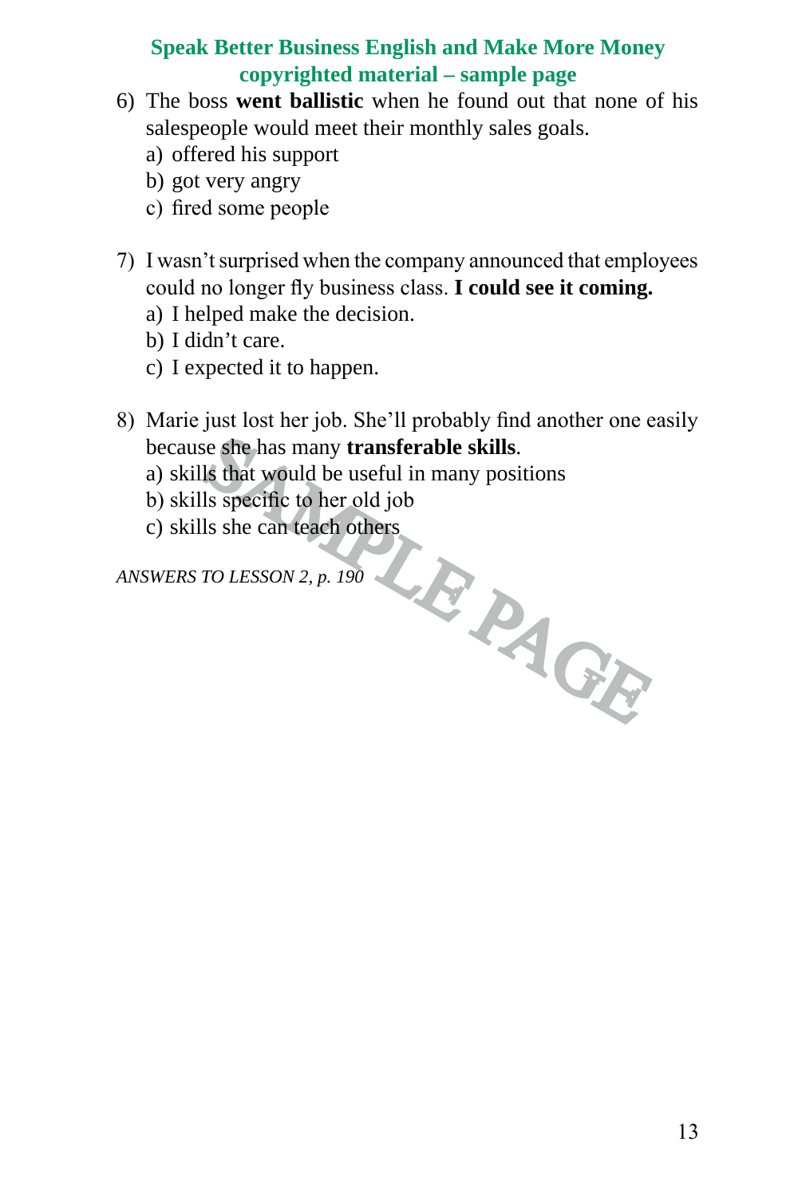6) The boss **went ballistic** when he found out that none of his salespeople would meet their monthly sales goals.
   a) offered his support
   b) got very angry
   c) fired some people

7) I wasn't surprised when the company announced that employees could no longer fly business class. **I could see it coming.**
   a) I helped make the decision.
   b) I didn't care.
   c) I expected it to happen.

8) Marie just lost her job. She'll probably find another one easily because she has many **transferable skills**.
   a) skills that would be useful in many positions
   b) skills specific to her old job
   c) skills she can teach others

*ANSWERS TO LESSON 2, p. 190*